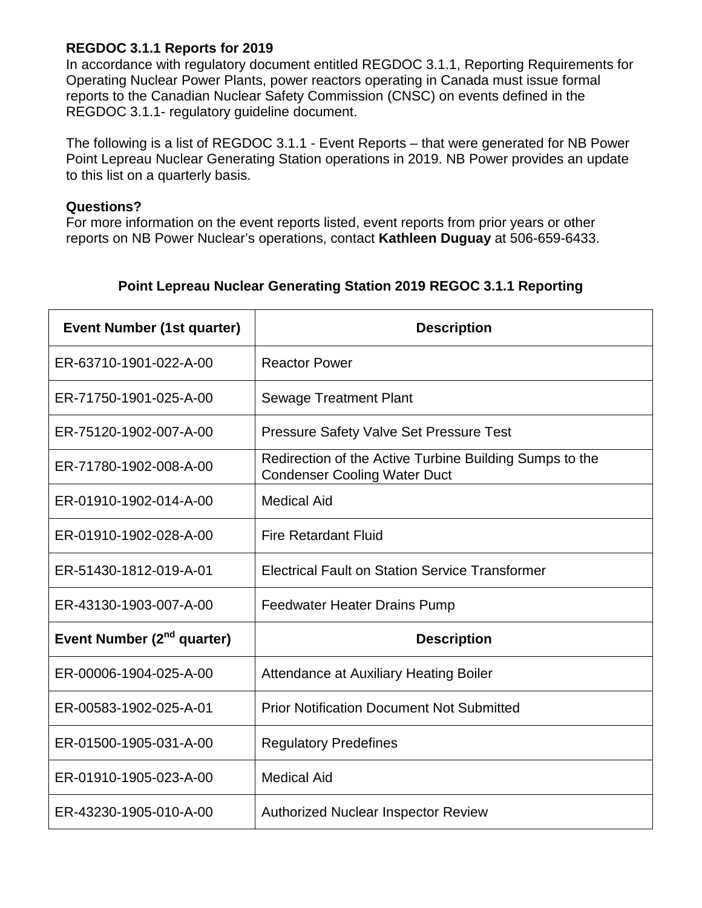**REGDOC 3.1.1 Reports for 2019**

In accordance with regulatory document entitled REGDOC 3.1.1, Reporting Requirements for Operating Nuclear Power Plants, power reactors operating in Canada must issue formal reports to the Canadian Nuclear Safety Commission (CNSC) on events defined in the REGDOC 3.1.1- regulatory guideline document.

The following is a list of REGDOC 3.1.1 - Event Reports – that were generated for NB Power Point Lepreau Nuclear Generating Station operations in 2019. NB Power provides an update to this list on a quarterly basis.

**Questions?**

For more information on the event reports listed, event reports from prior years or other reports on NB Power Nuclear's operations, contact **Kathleen Duguay** at 506-659-6433.

**Point Lepreau Nuclear Generating Station 2019 REGOC 3.1.1 Reporting**

| Event Number (1st quarter) | Description |
|---|---|
| ER-63710-1901-022-A-00 | Reactor Power |
| ER-71750-1901-025-A-00 | Sewage Treatment Plant |
| ER-75120-1902-007-A-00 | Pressure Safety Valve Set Pressure Test |
| ER-71780-1902-008-A-00 | Redirection of the Active Turbine Building Sumps to the Condenser Cooling Water Duct |
| ER-01910-1902-014-A-00 | Medical Aid |
| ER-01910-1902-028-A-00 | Fire Retardant Fluid |
| ER-51430-1812-019-A-01 | Electrical Fault on Station Service Transformer |
| ER-43130-1903-007-A-00 | Feedwater Heater Drains Pump |
| **Event Number (2nd quarter)** | **Description** |
| ER-00006-1904-025-A-00 | Attendance at Auxiliary Heating Boiler |
| ER-00583-1902-025-A-01 | Prior Notification Document Not Submitted |
| ER-01500-1905-031-A-00 | Regulatory Predefines |
| ER-01910-1905-023-A-00 | Medical Aid |
| ER-43230-1905-010-A-00 | Authorized Nuclear Inspector Review |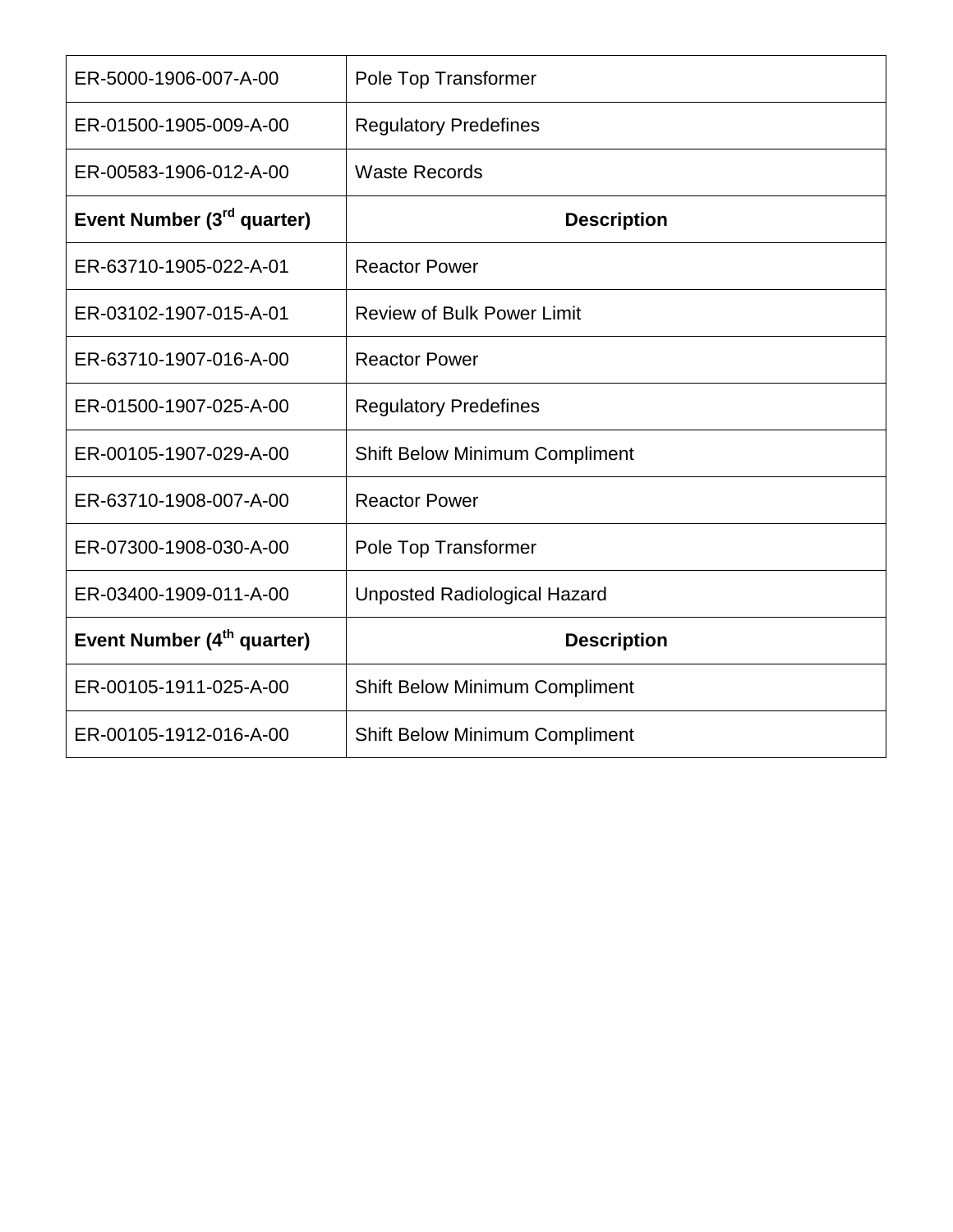| | |
|---|---|
| ER-5000-1906-007-A-00 | Pole Top Transformer |
| ER-01500-1905-009-A-00 | Regulatory Predefines |
| ER-00583-1906-012-A-00 | Waste Records |
| **Event Number (3rd quarter)** | **Description** |
| ER-63710-1905-022-A-01 | Reactor Power |
| ER-03102-1907-015-A-01 | Review of Bulk Power Limit |
| ER-63710-1907-016-A-00 | Reactor Power |
| ER-01500-1907-025-A-00 | Regulatory Predefines |
| ER-00105-1907-029-A-00 | Shift Below Minimum Compliment |
| ER-63710-1908-007-A-00 | Reactor Power |
| ER-07300-1908-030-A-00 | Pole Top Transformer |
| ER-03400-1909-011-A-00 | Unposted Radiological Hazard |
| **Event Number (4th quarter)** | **Description** |
| ER-00105-1911-025-A-00 | Shift Below Minimum Compliment |
| ER-00105-1912-016-A-00 | Shift Below Minimum Compliment |